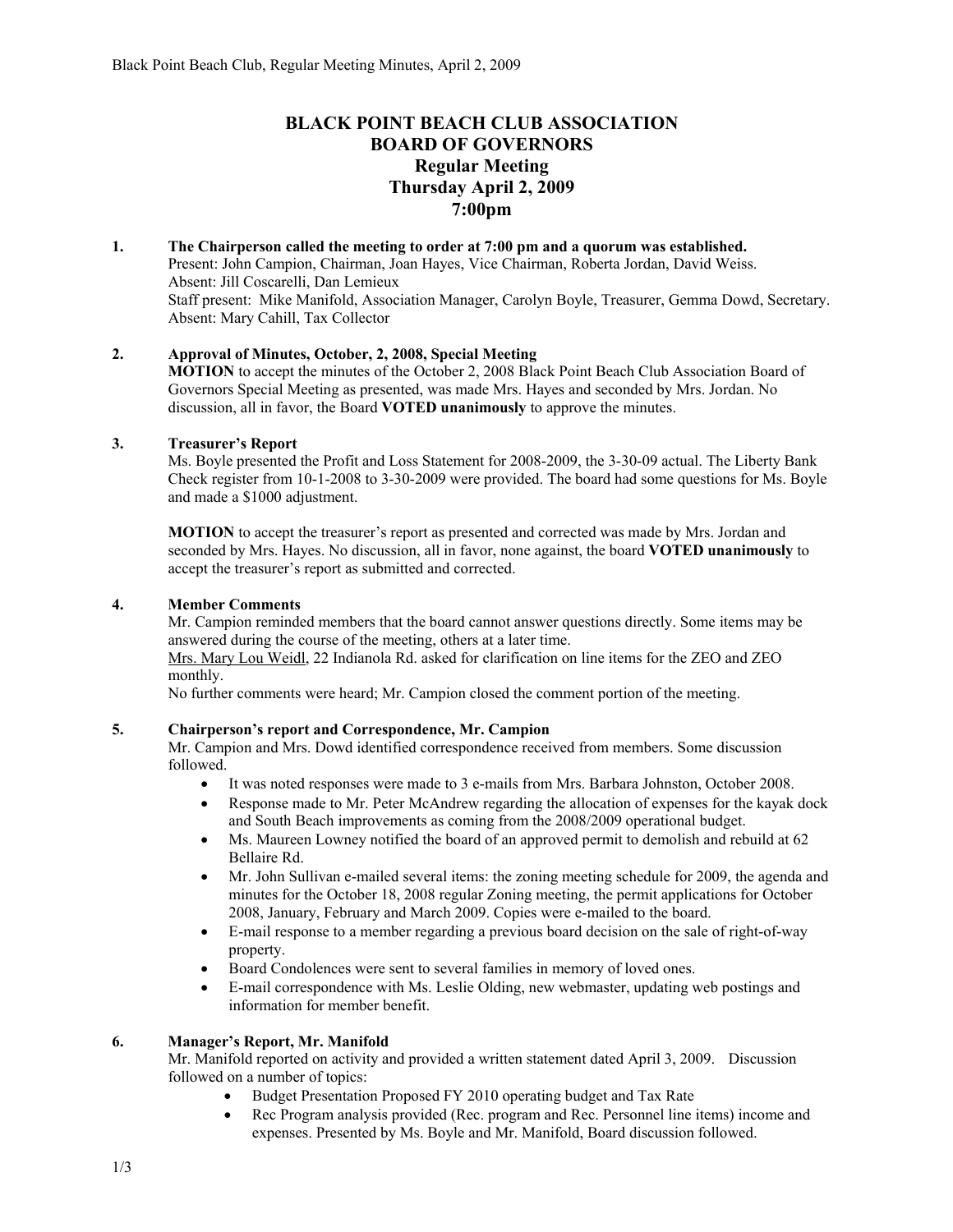# BLACK POINT BEACH CLUB ASSOCIATION
# BOARD OF GOVERNORS
## Regular Meeting
## Thursday April 2, 2009
## 7:00pm

**1. The Chairperson called the meeting to order at 7:00 pm and a quorum was established.**
Present: John Campion, Chairman, Joan Hayes, Vice Chairman, Roberta Jordan, David Weiss.
Absent: Jill Coscarelli, Dan Lemieux
Staff present: Mike Manifold, Association Manager, Carolyn Boyle, Treasurer, Gemma Dowd, Secretary.
Absent: Mary Cahill, Tax Collector

**2. Approval of Minutes, October, 2, 2008, Special Meeting**
**MOTION** to accept the minutes of the October 2, 2008 Black Point Beach Club Association Board of Governors Special Meeting as presented, was made Mrs. Hayes and seconded by Mrs. Jordan. No discussion, all in favor, the Board **VOTED unanimously** to approve the minutes.

**3. Treasurer's Report**
Ms. Boyle presented the Profit and Loss Statement for 2008-2009, the 3-30-09 actual. The Liberty Bank Check register from 10-1-2008 to 3-30-2009 were provided. The board had some questions for Ms. Boyle and made a $1000 adjustment.

**MOTION** to accept the treasurer's report as presented and corrected was made by Mrs. Jordan and seconded by Mrs. Hayes. No discussion, all in favor, none against, the board **VOTED unanimously** to accept the treasurer's report as submitted and corrected.

**4. Member Comments**
Mr. Campion reminded members that the board cannot answer questions directly. Some items may be answered during the course of the meeting, others at a later time.
Mrs. Mary Lou Weidl, 22 Indianola Rd. asked for clarification on line items for the ZEO and ZEO monthly.
No further comments were heard; Mr. Campion closed the comment portion of the meeting.

**5. Chairperson's report and Correspondence, Mr. Campion**
Mr. Campion and Mrs. Dowd identified correspondence received from members. Some discussion followed.

- It was noted responses were made to 3 e-mails from Mrs. Barbara Johnston, October 2008.
- Response made to Mr. Peter McAndrew regarding the allocation of expenses for the kayak dock and South Beach improvements as coming from the 2008/2009 operational budget.
- Ms. Maureen Lowney notified the board of an approved permit to demolish and rebuild at 62 Bellaire Rd.
- Mr. John Sullivan e-mailed several items: the zoning meeting schedule for 2009, the agenda and minutes for the October 18, 2008 regular Zoning meeting, the permit applications for October 2008, January, February and March 2009. Copies were e-mailed to the board.
- E-mail response to a member regarding a previous board decision on the sale of right-of-way property.
- Board Condolences were sent to several families in memory of loved ones.
- E-mail correspondence with Ms. Leslie Olding, new webmaster, updating web postings and information for member benefit.

**6. Manager's Report, Mr. Manifold**
Mr. Manifold reported on activity and provided a written statement dated April 3, 2009. Discussion followed on a number of topics:

- Budget Presentation Proposed FY 2010 operating budget and Tax Rate
- Rec Program analysis provided (Rec. program and Rec. Personnel line items) income and expenses. Presented by Ms. Boyle and Mr. Manifold, Board discussion followed.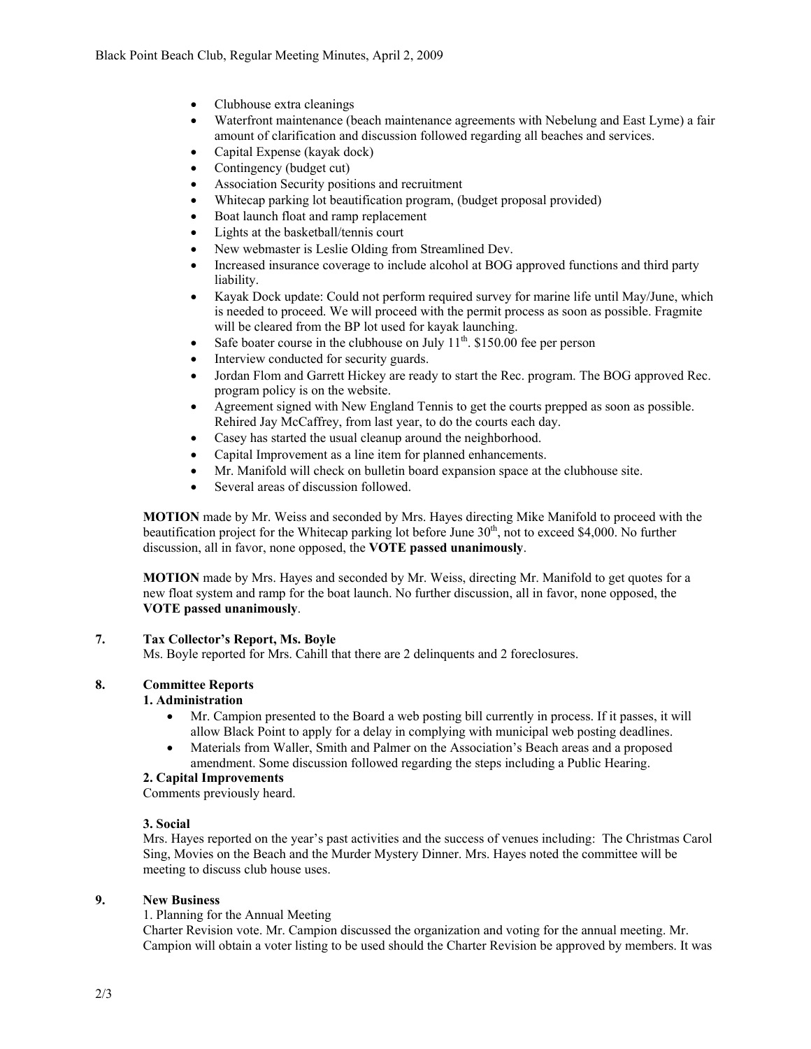- Clubhouse extra cleanings
- Waterfront maintenance (beach maintenance agreements with Nebelung and East Lyme) a fair amount of clarification and discussion followed regarding all beaches and services.
- Capital Expense (kayak dock)
- Contingency (budget cut)
- Association Security positions and recruitment
- Whitecap parking lot beautification program, (budget proposal provided)
- Boat launch float and ramp replacement
- Lights at the basketball/tennis court
- New webmaster is Leslie Olding from Streamlined Dev.
- Increased insurance coverage to include alcohol at BOG approved functions and third party liability.
- Kayak Dock update: Could not perform required survey for marine life until May/June, which is needed to proceed. We will proceed with the permit process as soon as possible. Fragmite will be cleared from the BP lot used for kayak launching.
- Safe boater course in the clubhouse on July 11th. $150.00 fee per person
- Interview conducted for security guards.
- Jordan Flom and Garrett Hickey are ready to start the Rec. program. The BOG approved Rec. program policy is on the website.
- Agreement signed with New England Tennis to get the courts prepped as soon as possible. Rehired Jay McCaffrey, from last year, to do the courts each day.
- Casey has started the usual cleanup around the neighborhood.
- Capital Improvement as a line item for planned enhancements.
- Mr. Manifold will check on bulletin board expansion space at the clubhouse site.
- Several areas of discussion followed.

**MOTION** made by Mr. Weiss and seconded by Mrs. Hayes directing Mike Manifold to proceed with the beautification project for the Whitecap parking lot before June 30th, not to exceed $4,000. No further discussion, all in favor, none opposed, the **VOTE passed unanimously**.

**MOTION** made by Mrs. Hayes and seconded by Mr. Weiss, directing Mr. Manifold to get quotes for a new float system and ramp for the boat launch. No further discussion, all in favor, none opposed, the **VOTE passed unanimously**.

**7. Tax Collector's Report, Ms. Boyle**

Ms. Boyle reported for Mrs. Cahill that there are 2 delinquents and 2 foreclosures.

**8. Committee Reports**

**1. Administration**

- Mr. Campion presented to the Board a web posting bill currently in process. If it passes, it will allow Black Point to apply for a delay in complying with municipal web posting deadlines.
- Materials from Waller, Smith and Palmer on the Association's Beach areas and a proposed amendment. Some discussion followed regarding the steps including a Public Hearing.

**2. Capital Improvements**

Comments previously heard.

**3. Social**

Mrs. Hayes reported on the year's past activities and the success of venues including: The Christmas Carol Sing, Movies on the Beach and the Murder Mystery Dinner. Mrs. Hayes noted the committee will be meeting to discuss club house uses.

**9. New Business**

1. Planning for the Annual Meeting

Charter Revision vote. Mr. Campion discussed the organization and voting for the annual meeting. Mr. Campion will obtain a voter listing to be used should the Charter Revision be approved by members. It was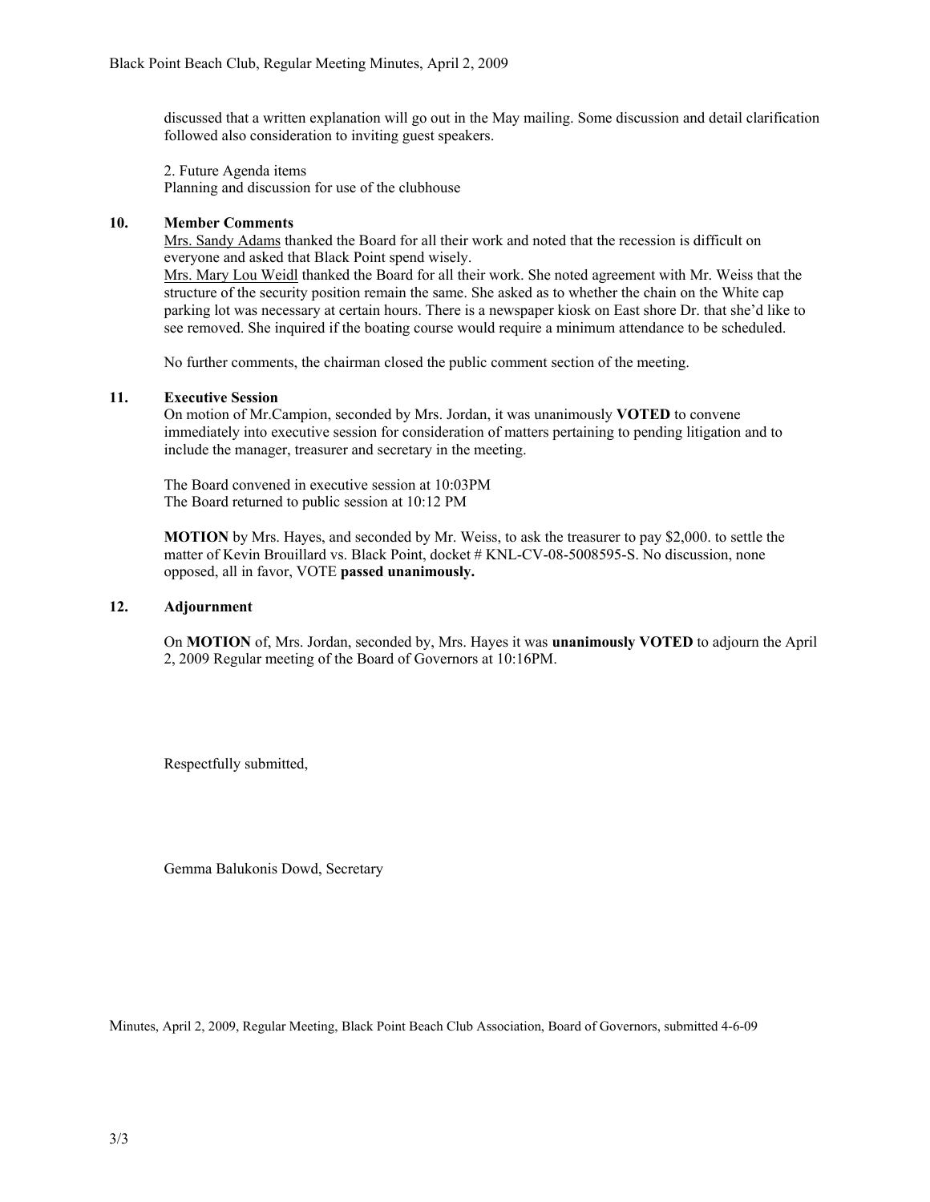discussed that a written explanation will go out in the May mailing. Some discussion and detail clarification followed also consideration to inviting guest speakers.

2. Future Agenda items
Planning and discussion for use of the clubhouse

**10. Member Comments**

Mrs. Sandy Adams thanked the Board for all their work and noted that the recession is difficult on everyone and asked that Black Point spend wisely.

Mrs. Mary Lou Weidl thanked the Board for all their work. She noted agreement with Mr. Weiss that the structure of the security position remain the same. She asked as to whether the chain on the White cap parking lot was necessary at certain hours. There is a newspaper kiosk on East shore Dr. that she'd like to see removed. She inquired if the boating course would require a minimum attendance to be scheduled.

No further comments, the chairman closed the public comment section of the meeting.

**11. Executive Session**

On motion of Mr.Campion, seconded by Mrs. Jordan, it was unanimously **VOTED** to convene immediately into executive session for consideration of matters pertaining to pending litigation and to include the manager, treasurer and secretary in the meeting.

The Board convened in executive session at 10:03PM
The Board returned to public session at 10:12 PM

**MOTION** by Mrs. Hayes, and seconded by Mr. Weiss, to ask the treasurer to pay $2,000. to settle the matter of Kevin Brouillard vs. Black Point, docket # KNL-CV-08-5008595-S. No discussion, none opposed, all in favor, VOTE **passed unanimously.**

**12. Adjournment**

On **MOTION** of, Mrs. Jordan, seconded by, Mrs. Hayes it was **unanimously VOTED** to adjourn the April 2, 2009 Regular meeting of the Board of Governors at 10:16PM.

Respectfully submitted,

Gemma Balukonis Dowd, Secretary

Minutes, April 2, 2009, Regular Meeting, Black Point Beach Club Association, Board of Governors, submitted 4-6-09